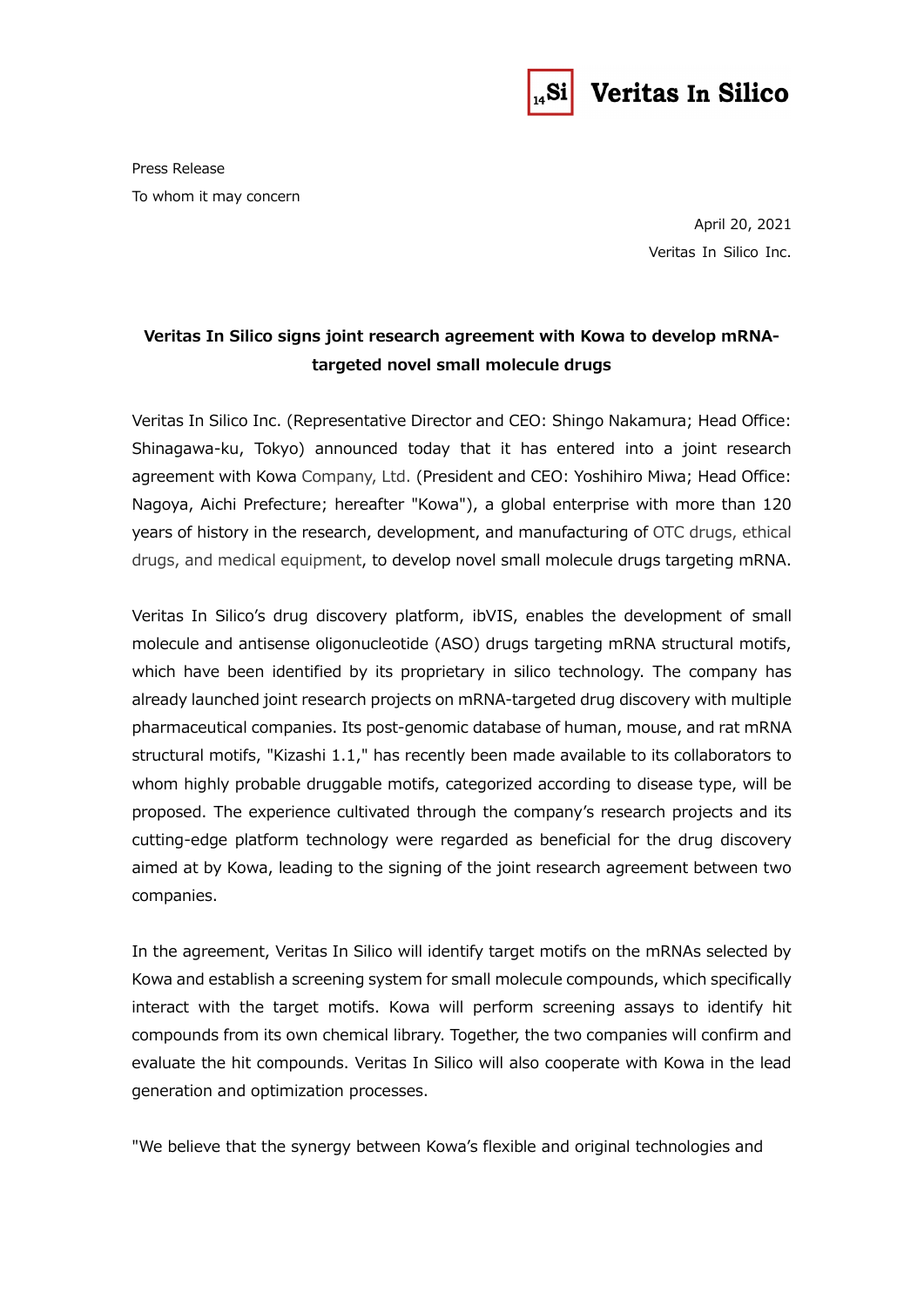Press Release

To whom it may concern

April 20, 2021

Veritas In Silico Inc.

## Veritas In Silico signs joint research agreement with Kowa to develop mRNA-targeted novel small molecule drugs

Veritas In Silico Inc. (Representative Director and CEO: Shingo Nakamura; Head Office: Shinagawa-ku, Tokyo) announced today that it has entered into a joint research agreement with Kowa Company, Ltd. (President and CEO: Yoshihiro Miwa; Head Office: Nagoya, Aichi Prefecture; hereafter "Kowa"), a global enterprise with more than 120 years of history in the research, development, and manufacturing of OTC drugs, ethical drugs, and medical equipment, to develop novel small molecule drugs targeting mRNA.

Veritas In Silico's drug discovery platform, ibVIS, enables the development of small molecule and antisense oligonucleotide (ASO) drugs targeting mRNA structural motifs, which have been identified by its proprietary in silico technology. The company has already launched joint research projects on mRNA-targeted drug discovery with multiple pharmaceutical companies. Its post-genomic database of human, mouse, and rat mRNA structural motifs, "Kizashi 1.1," has recently been made available to its collaborators to whom highly probable druggable motifs, categorized according to disease type, will be proposed. The experience cultivated through the company's research projects and its cutting-edge platform technology were regarded as beneficial for the drug discovery aimed at by Kowa, leading to the signing of the joint research agreement between two companies.

In the agreement, Veritas In Silico will identify target motifs on the mRNAs selected by Kowa and establish a screening system for small molecule compounds, which specifically interact with the target motifs. Kowa will perform screening assays to identify hit compounds from its own chemical library. Together, the two companies will confirm and evaluate the hit compounds. Veritas In Silico will also cooperate with Kowa in the lead generation and optimization processes.

"We believe that the synergy between Kowa's flexible and original technologies and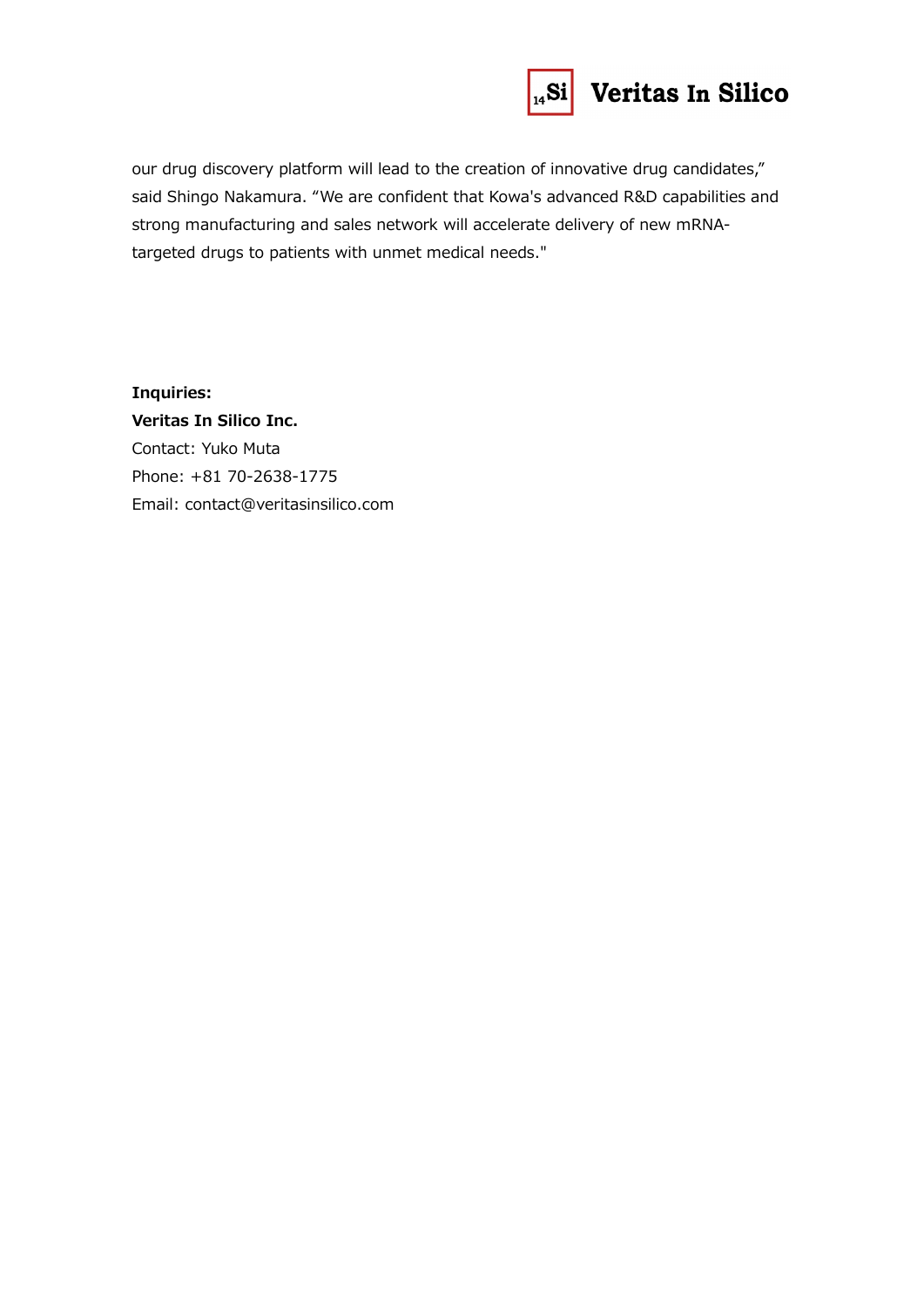our drug discovery platform will lead to the creation of innovative drug candidates," said Shingo Nakamura. "We are confident that Kowa's advanced R&D capabilities and strong manufacturing and sales network will accelerate delivery of new mRNA-targeted drugs to patients with unmet medical needs."

**Inquiries:**
**Veritas In Silico Inc.**
Contact: Yuko Muta
Phone: +81 70-2638-1775
Email: contact@veritasinsilico.com